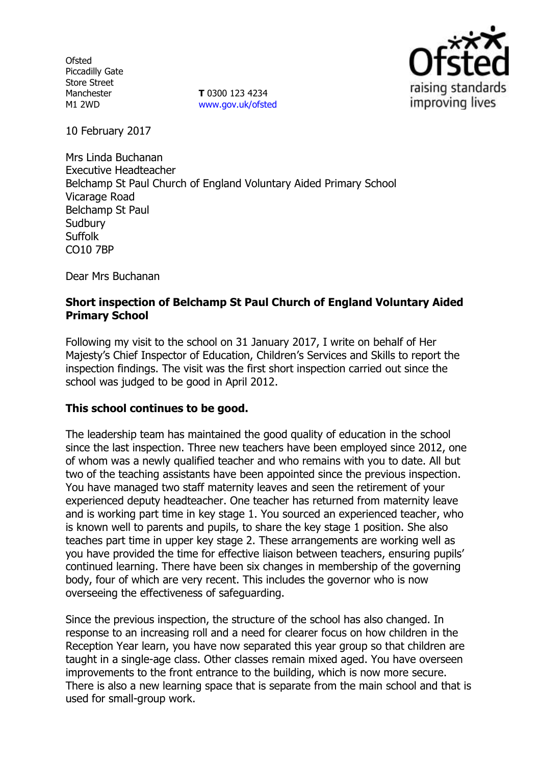Ofsted
Piccadilly Gate
Store Street
Manchester
M1 2WD

**T** 0300 123 4234
www.gov.uk/ofsted

10 February 2017

Mrs Linda Buchanan
Executive Headteacher
Belchamp St Paul Church of England Voluntary Aided Primary School
Vicarage Road
Belchamp St Paul
Sudbury
Suffolk
CO10 7BP

Dear Mrs Buchanan

**Short inspection of Belchamp St Paul Church of England Voluntary Aided Primary School**

Following my visit to the school on 31 January 2017, I write on behalf of Her Majesty's Chief Inspector of Education, Children's Services and Skills to report the inspection findings. The visit was the first short inspection carried out since the school was judged to be good in April 2012.

**This school continues to be good.**

The leadership team has maintained the good quality of education in the school since the last inspection. Three new teachers have been employed since 2012, one of whom was a newly qualified teacher and who remains with you to date. All but two of the teaching assistants have been appointed since the previous inspection. You have managed two staff maternity leaves and seen the retirement of your experienced deputy headteacher. One teacher has returned from maternity leave and is working part time in key stage 1. You sourced an experienced teacher, who is known well to parents and pupils, to share the key stage 1 position. She also teaches part time in upper key stage 2. These arrangements are working well as you have provided the time for effective liaison between teachers, ensuring pupils' continued learning. There have been six changes in membership of the governing body, four of which are very recent. This includes the governor who is now overseeing the effectiveness of safeguarding.

Since the previous inspection, the structure of the school has also changed. In response to an increasing roll and a need for clearer focus on how children in the Reception Year learn, you have now separated this year group so that children are taught in a single-age class. Other classes remain mixed aged. You have overseen improvements to the front entrance to the building, which is now more secure. There is also a new learning space that is separate from the main school and that is used for small-group work.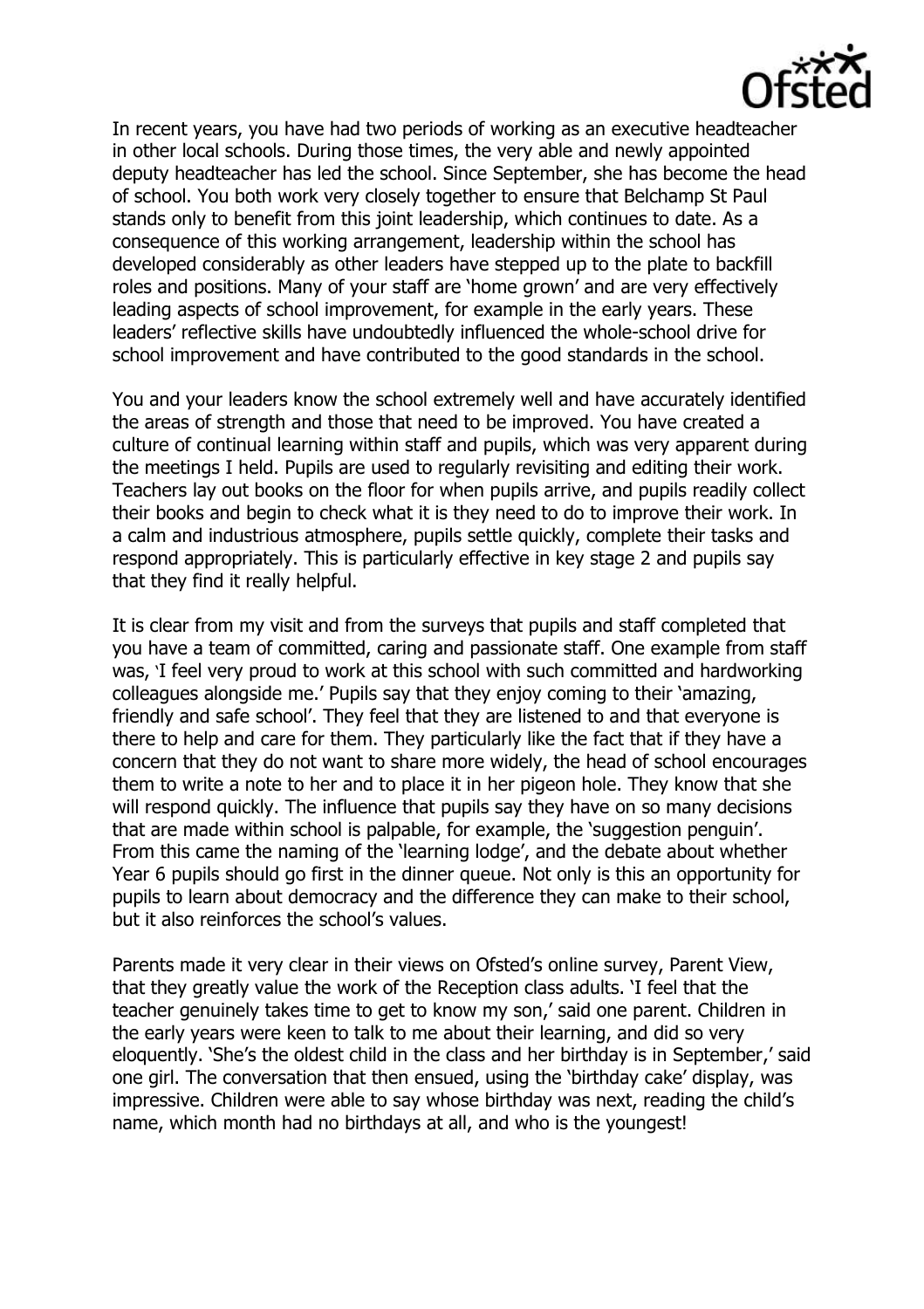In recent years, you have had two periods of working as an executive headteacher in other local schools. During those times, the very able and newly appointed deputy headteacher has led the school. Since September, she has become the head of school. You both work very closely together to ensure that Belchamp St Paul stands only to benefit from this joint leadership, which continues to date. As a consequence of this working arrangement, leadership within the school has developed considerably as other leaders have stepped up to the plate to backfill roles and positions. Many of your staff are 'home grown' and are very effectively leading aspects of school improvement, for example in the early years. These leaders' reflective skills have undoubtedly influenced the whole-school drive for school improvement and have contributed to the good standards in the school.

You and your leaders know the school extremely well and have accurately identified the areas of strength and those that need to be improved. You have created a culture of continual learning within staff and pupils, which was very apparent during the meetings I held. Pupils are used to regularly revisiting and editing their work. Teachers lay out books on the floor for when pupils arrive, and pupils readily collect their books and begin to check what it is they need to do to improve their work. In a calm and industrious atmosphere, pupils settle quickly, complete their tasks and respond appropriately. This is particularly effective in key stage 2 and pupils say that they find it really helpful.

It is clear from my visit and from the surveys that pupils and staff completed that you have a team of committed, caring and passionate staff. One example from staff was, 'I feel very proud to work at this school with such committed and hardworking colleagues alongside me.' Pupils say that they enjoy coming to their 'amazing, friendly and safe school'. They feel that they are listened to and that everyone is there to help and care for them. They particularly like the fact that if they have a concern that they do not want to share more widely, the head of school encourages them to write a note to her and to place it in her pigeon hole. They know that she will respond quickly. The influence that pupils say they have on so many decisions that are made within school is palpable, for example, the 'suggestion penguin'. From this came the naming of the 'learning lodge', and the debate about whether Year 6 pupils should go first in the dinner queue. Not only is this an opportunity for pupils to learn about democracy and the difference they can make to their school, but it also reinforces the school's values.

Parents made it very clear in their views on Ofsted's online survey, Parent View, that they greatly value the work of the Reception class adults. 'I feel that the teacher genuinely takes time to get to know my son,' said one parent. Children in the early years were keen to talk to me about their learning, and did so very eloquently. 'She's the oldest child in the class and her birthday is in September,' said one girl. The conversation that then ensued, using the 'birthday cake' display, was impressive. Children were able to say whose birthday was next, reading the child's name, which month had no birthdays at all, and who is the youngest!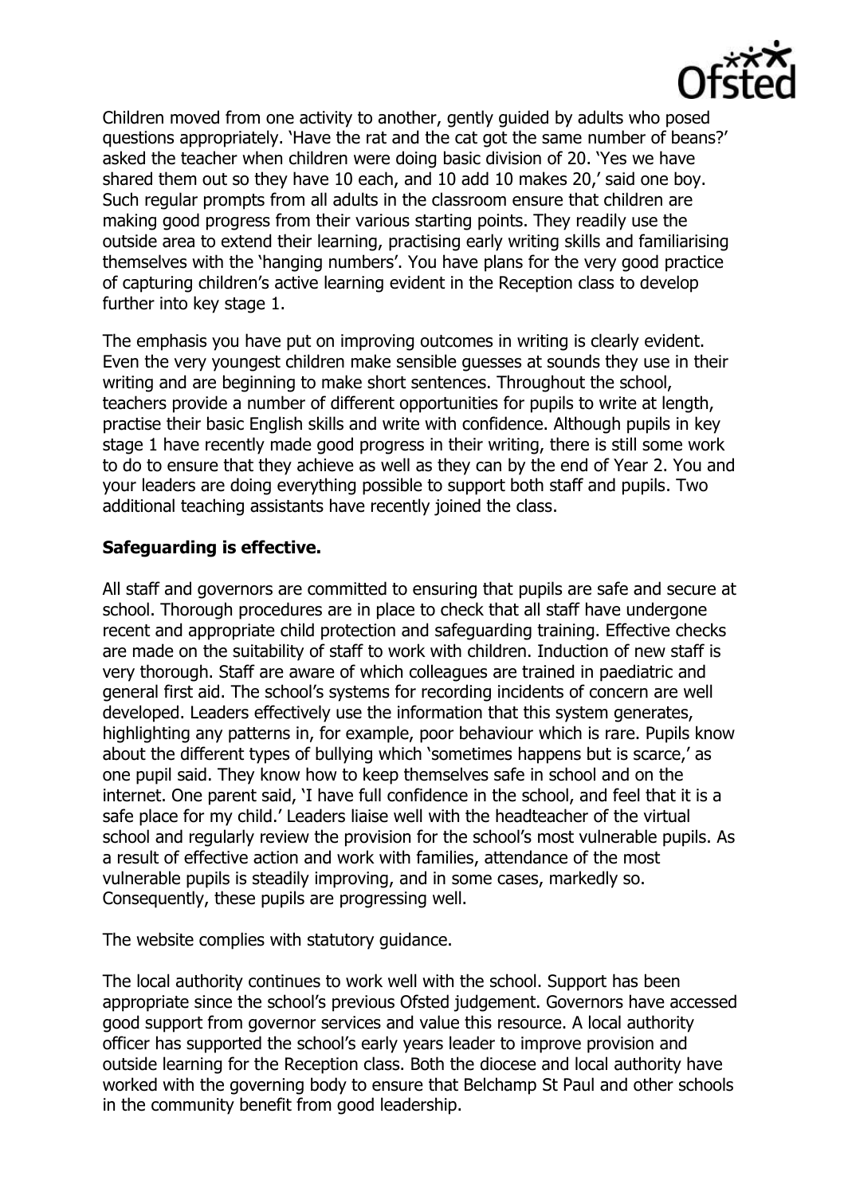Children moved from one activity to another, gently guided by adults who posed questions appropriately. 'Have the rat and the cat got the same number of beans?' asked the teacher when children were doing basic division of 20. 'Yes we have shared them out so they have 10 each, and 10 add 10 makes 20,' said one boy. Such regular prompts from all adults in the classroom ensure that children are making good progress from their various starting points. They readily use the outside area to extend their learning, practising early writing skills and familiarising themselves with the 'hanging numbers'. You have plans for the very good practice of capturing children's active learning evident in the Reception class to develop further into key stage 1.

The emphasis you have put on improving outcomes in writing is clearly evident. Even the very youngest children make sensible guesses at sounds they use in their writing and are beginning to make short sentences. Throughout the school, teachers provide a number of different opportunities for pupils to write at length, practise their basic English skills and write with confidence. Although pupils in key stage 1 have recently made good progress in their writing, there is still some work to do to ensure that they achieve as well as they can by the end of Year 2. You and your leaders are doing everything possible to support both staff and pupils. Two additional teaching assistants have recently joined the class.

**Safeguarding is effective.**

All staff and governors are committed to ensuring that pupils are safe and secure at school. Thorough procedures are in place to check that all staff have undergone recent and appropriate child protection and safeguarding training. Effective checks are made on the suitability of staff to work with children. Induction of new staff is very thorough. Staff are aware of which colleagues are trained in paediatric and general first aid. The school's systems for recording incidents of concern are well developed. Leaders effectively use the information that this system generates, highlighting any patterns in, for example, poor behaviour which is rare. Pupils know about the different types of bullying which 'sometimes happens but is scarce,' as one pupil said. They know how to keep themselves safe in school and on the internet. One parent said, 'I have full confidence in the school, and feel that it is a safe place for my child.' Leaders liaise well with the headteacher of the virtual school and regularly review the provision for the school's most vulnerable pupils. As a result of effective action and work with families, attendance of the most vulnerable pupils is steadily improving, and in some cases, markedly so. Consequently, these pupils are progressing well.

The website complies with statutory guidance.

The local authority continues to work well with the school. Support has been appropriate since the school's previous Ofsted judgement. Governors have accessed good support from governor services and value this resource. A local authority officer has supported the school's early years leader to improve provision and outside learning for the Reception class. Both the diocese and local authority have worked with the governing body to ensure that Belchamp St Paul and other schools in the community benefit from good leadership.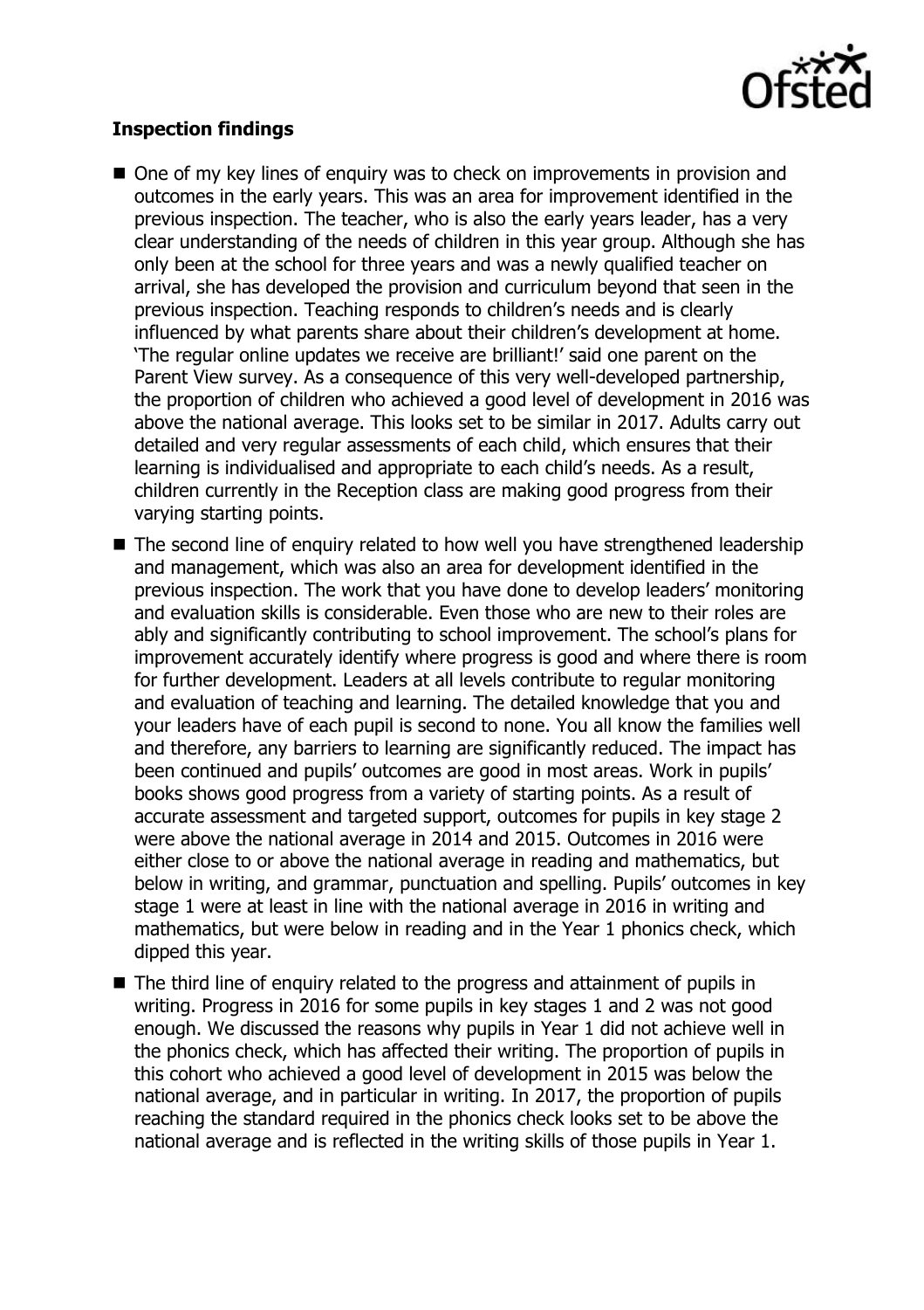**Inspection findings**

- One of my key lines of enquiry was to check on improvements in provision and outcomes in the early years. This was an area for improvement identified in the previous inspection. The teacher, who is also the early years leader, has a very clear understanding of the needs of children in this year group. Although she has only been at the school for three years and was a newly qualified teacher on arrival, she has developed the provision and curriculum beyond that seen in the previous inspection. Teaching responds to children's needs and is clearly influenced by what parents share about their children's development at home. 'The regular online updates we receive are brilliant!' said one parent on the Parent View survey. As a consequence of this very well-developed partnership, the proportion of children who achieved a good level of development in 2016 was above the national average. This looks set to be similar in 2017. Adults carry out detailed and very regular assessments of each child, which ensures that their learning is individualised and appropriate to each child's needs. As a result, children currently in the Reception class are making good progress from their varying starting points.
- The second line of enquiry related to how well you have strengthened leadership and management, which was also an area for development identified in the previous inspection. The work that you have done to develop leaders' monitoring and evaluation skills is considerable. Even those who are new to their roles are ably and significantly contributing to school improvement. The school's plans for improvement accurately identify where progress is good and where there is room for further development. Leaders at all levels contribute to regular monitoring and evaluation of teaching and learning. The detailed knowledge that you and your leaders have of each pupil is second to none. You all know the families well and therefore, any barriers to learning are significantly reduced. The impact has been continued and pupils' outcomes are good in most areas. Work in pupils' books shows good progress from a variety of starting points. As a result of accurate assessment and targeted support, outcomes for pupils in key stage 2 were above the national average in 2014 and 2015. Outcomes in 2016 were either close to or above the national average in reading and mathematics, but below in writing, and grammar, punctuation and spelling. Pupils' outcomes in key stage 1 were at least in line with the national average in 2016 in writing and mathematics, but were below in reading and in the Year 1 phonics check, which dipped this year.
- The third line of enquiry related to the progress and attainment of pupils in writing. Progress in 2016 for some pupils in key stages 1 and 2 was not good enough. We discussed the reasons why pupils in Year 1 did not achieve well in the phonics check, which has affected their writing. The proportion of pupils in this cohort who achieved a good level of development in 2015 was below the national average, and in particular in writing. In 2017, the proportion of pupils reaching the standard required in the phonics check looks set to be above the national average and is reflected in the writing skills of those pupils in Year 1.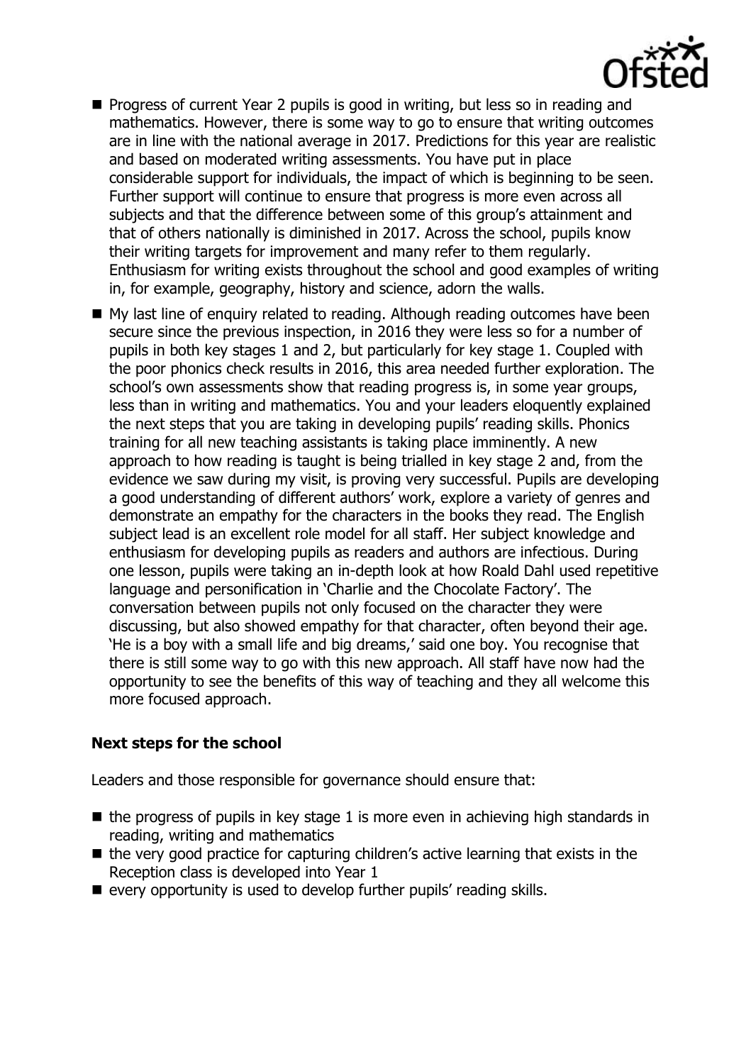- Progress of current Year 2 pupils is good in writing, but less so in reading and mathematics. However, there is some way to go to ensure that writing outcomes are in line with the national average in 2017. Predictions for this year are realistic and based on moderated writing assessments. You have put in place considerable support for individuals, the impact of which is beginning to be seen. Further support will continue to ensure that progress is more even across all subjects and that the difference between some of this group's attainment and that of others nationally is diminished in 2017. Across the school, pupils know their writing targets for improvement and many refer to them regularly. Enthusiasm for writing exists throughout the school and good examples of writing in, for example, geography, history and science, adorn the walls.
- My last line of enquiry related to reading. Although reading outcomes have been secure since the previous inspection, in 2016 they were less so for a number of pupils in both key stages 1 and 2, but particularly for key stage 1. Coupled with the poor phonics check results in 2016, this area needed further exploration. The school's own assessments show that reading progress is, in some year groups, less than in writing and mathematics. You and your leaders eloquently explained the next steps that you are taking in developing pupils' reading skills. Phonics training for all new teaching assistants is taking place imminently. A new approach to how reading is taught is being trialled in key stage 2 and, from the evidence we saw during my visit, is proving very successful. Pupils are developing a good understanding of different authors' work, explore a variety of genres and demonstrate an empathy for the characters in the books they read. The English subject lead is an excellent role model for all staff. Her subject knowledge and enthusiasm for developing pupils as readers and authors are infectious. During one lesson, pupils were taking an in-depth look at how Roald Dahl used repetitive language and personification in 'Charlie and the Chocolate Factory'. The conversation between pupils not only focused on the character they were discussing, but also showed empathy for that character, often beyond their age. 'He is a boy with a small life and big dreams,' said one boy. You recognise that there is still some way to go with this new approach. All staff have now had the opportunity to see the benefits of this way of teaching and they all welcome this more focused approach.

## Next steps for the school

Leaders and those responsible for governance should ensure that:

- the progress of pupils in key stage 1 is more even in achieving high standards in reading, writing and mathematics
- the very good practice for capturing children's active learning that exists in the Reception class is developed into Year 1
- every opportunity is used to develop further pupils' reading skills.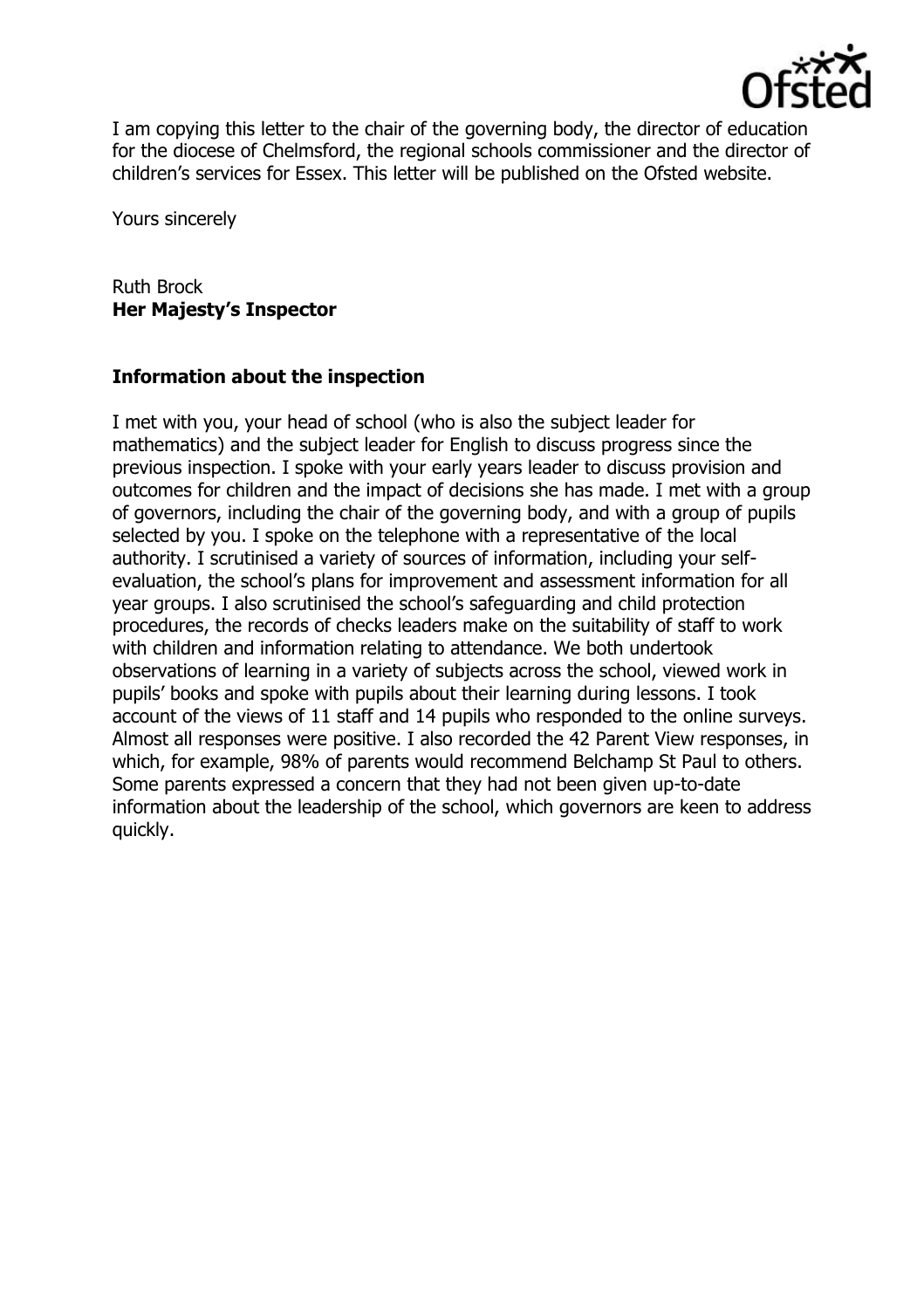I am copying this letter to the chair of the governing body, the director of education for the diocese of Chelmsford, the regional schools commissioner and the director of children's services for Essex. This letter will be published on the Ofsted website.

Yours sincerely

Ruth Brock
**Her Majesty's Inspector**

## Information about the inspection

I met with you, your head of school (who is also the subject leader for mathematics) and the subject leader for English to discuss progress since the previous inspection. I spoke with your early years leader to discuss provision and outcomes for children and the impact of decisions she has made. I met with a group of governors, including the chair of the governing body, and with a group of pupils selected by you. I spoke on the telephone with a representative of the local authority. I scrutinised a variety of sources of information, including your self-evaluation, the school's plans for improvement and assessment information for all year groups. I also scrutinised the school's safeguarding and child protection procedures, the records of checks leaders make on the suitability of staff to work with children and information relating to attendance. We both undertook observations of learning in a variety of subjects across the school, viewed work in pupils' books and spoke with pupils about their learning during lessons. I took account of the views of 11 staff and 14 pupils who responded to the online surveys. Almost all responses were positive. I also recorded the 42 Parent View responses, in which, for example, 98% of parents would recommend Belchamp St Paul to others. Some parents expressed a concern that they had not been given up-to-date information about the leadership of the school, which governors are keen to address quickly.